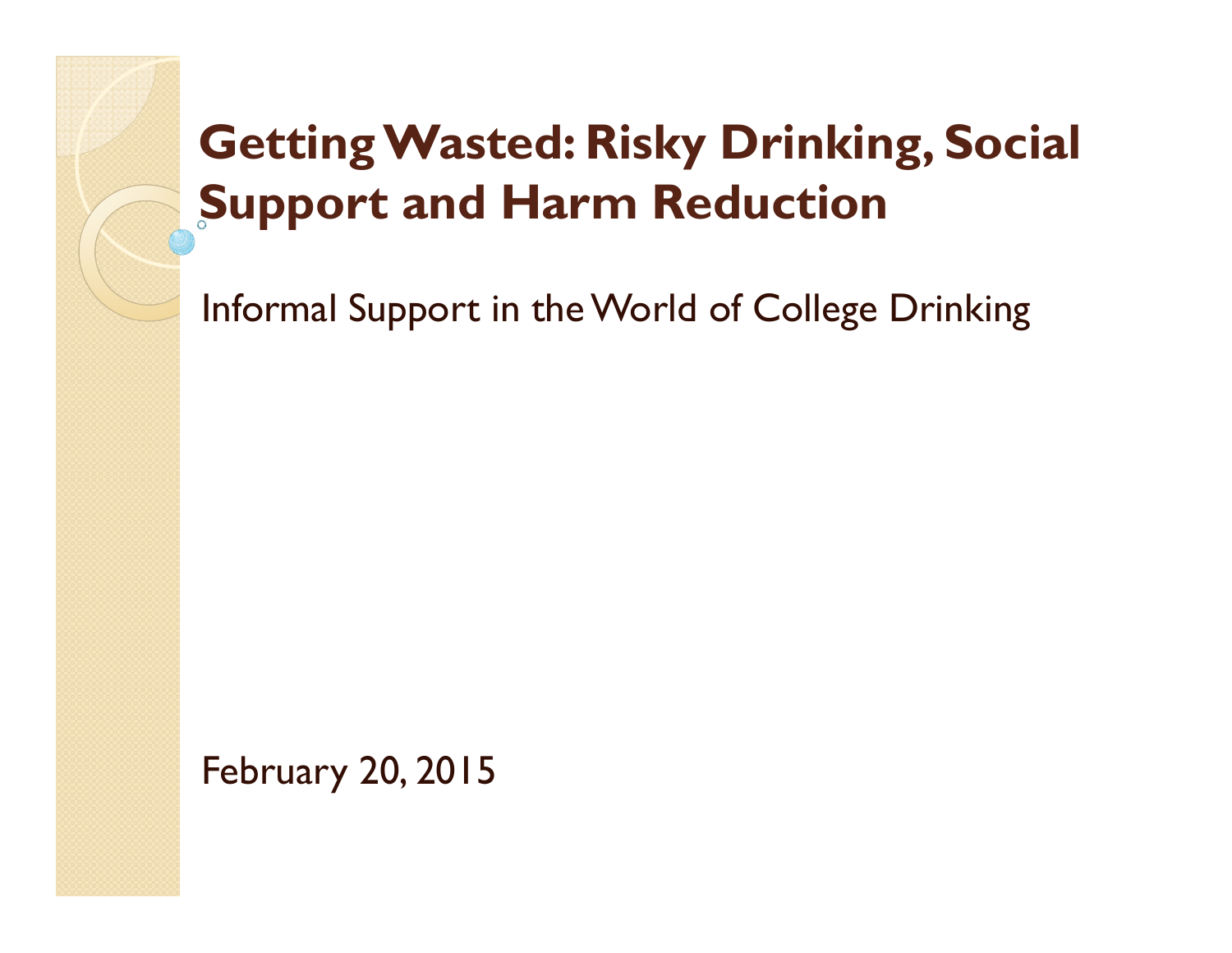# Getting Wasted: Risky Drinking, Social Support and Harm Reduction

Informal Support in the World of College Drinking

February 20, 2015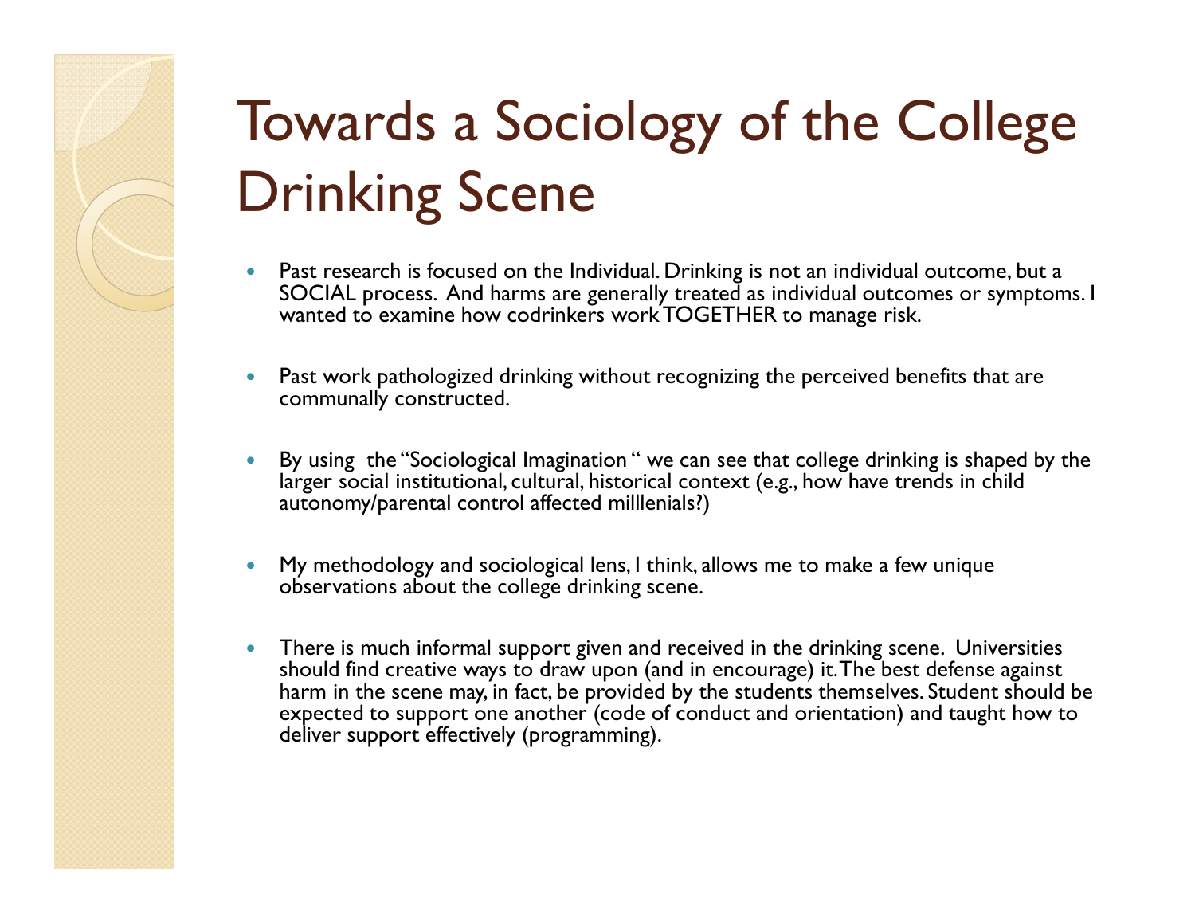# Towards a Sociology of the College Drinking Scene

- Past research is focused on the Individual. Drinking is not an individual outcome, but a SOCIAL process. And harms are generally treated as individual outcomes or symptoms. I wanted to examine how codrinkers work TOGETHER to manage risk.
- Past work pathologized drinking without recognizing the perceived benefits that are communally constructed.
- By using the "Sociological Imagination " we can see that college drinking is shaped by the larger social institutional, cultural, historical context (e.g., how have trends in child autonomy/parental control affected milllenials?)
- My methodology and sociological lens, I think, allows me to make a few unique observations about the college drinking scene.
- There is much informal support given and received in the drinking scene. Universities should find creative ways to draw upon (and in encourage) it. The best defense against harm in the scene may, in fact, be provided by the students themselves. Student should be expected to support one another (code of conduct and orientation) and taught how to deliver support effectively (programming).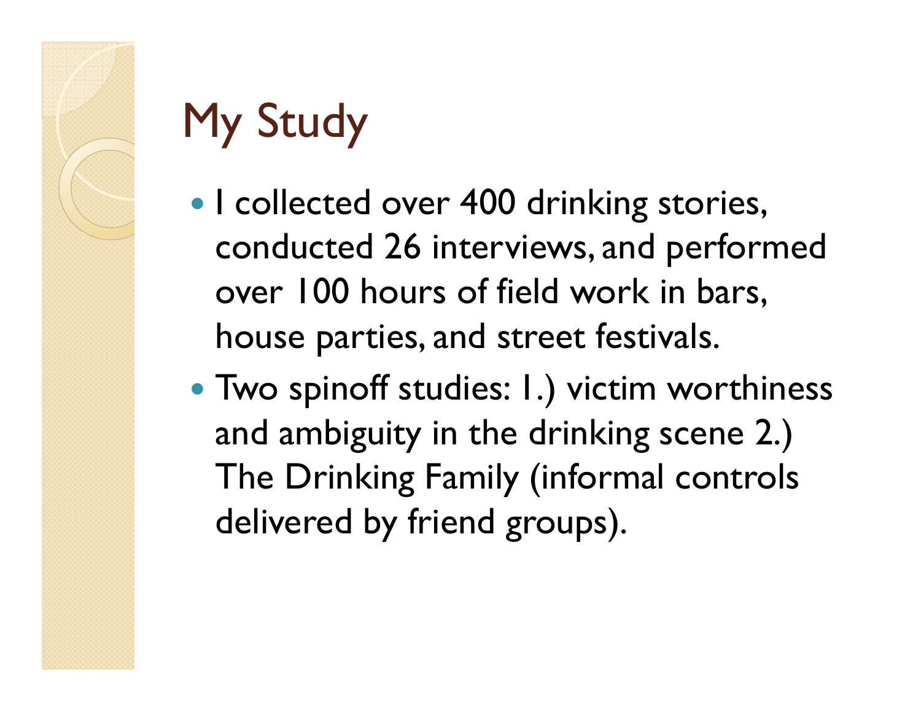# My Study

- I collected over 400 drinking stories, conducted 26 interviews, and performed over 100 hours of field work in bars, house parties, and street festivals.
- Two spinoff studies: 1.) victim worthiness and ambiguity in the drinking scene 2.) The Drinking Family (informal controls delivered by friend groups).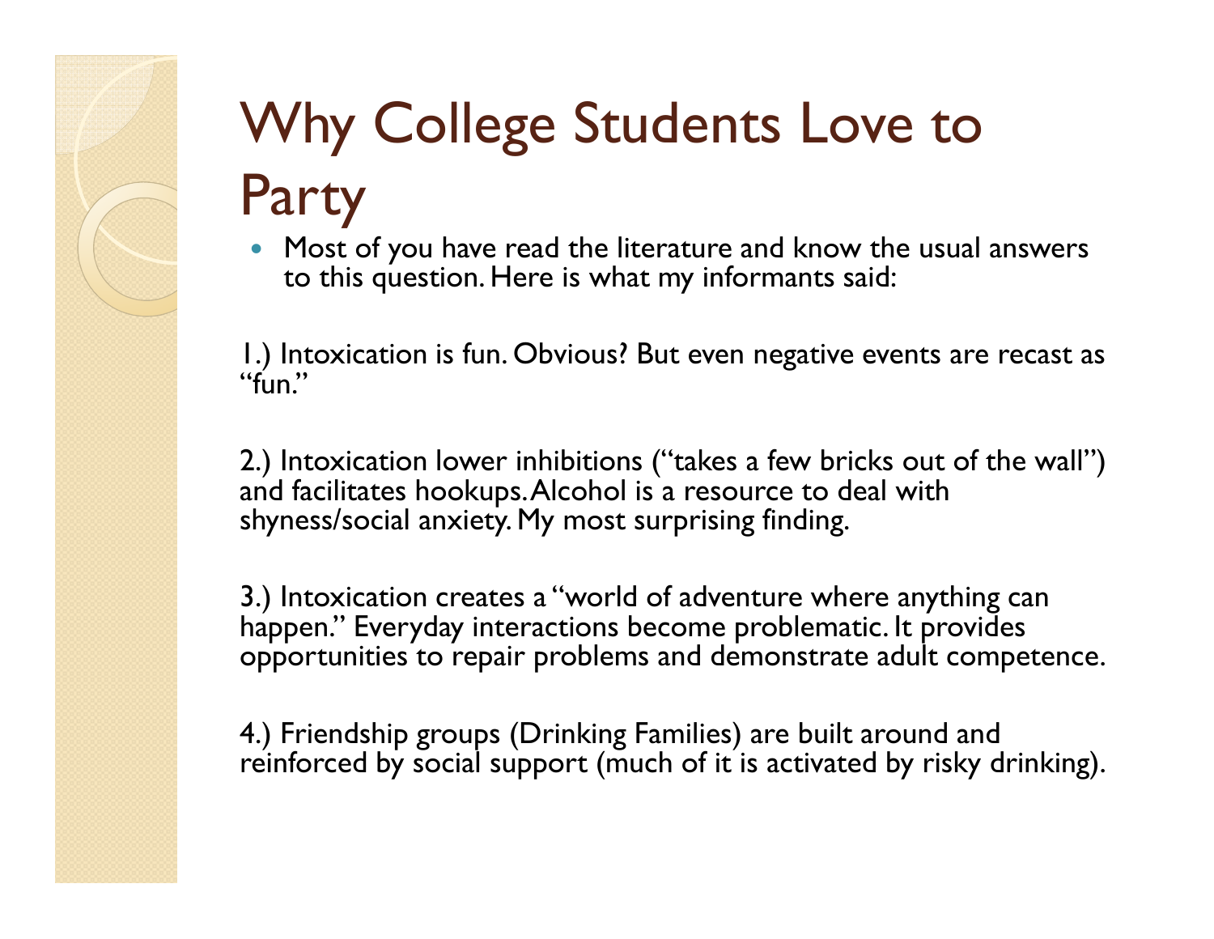# Why College Students Love to Party

- Most of you have read the literature and know the usual answers to this question. Here is what my informants said:

1.) Intoxication is fun. Obvious? But even negative events are recast as "fun."

2.) Intoxication lower inhibitions ("takes a few bricks out of the wall") and facilitates hookups. Alcohol is a resource to deal with shyness/social anxiety. My most surprising finding.

3.) Intoxication creates a "world of adventure where anything can happen." Everyday interactions become problematic. It provides opportunities to repair problems and demonstrate adult competence.

4.) Friendship groups (Drinking Families) are built around and reinforced by social support (much of it is activated by risky drinking).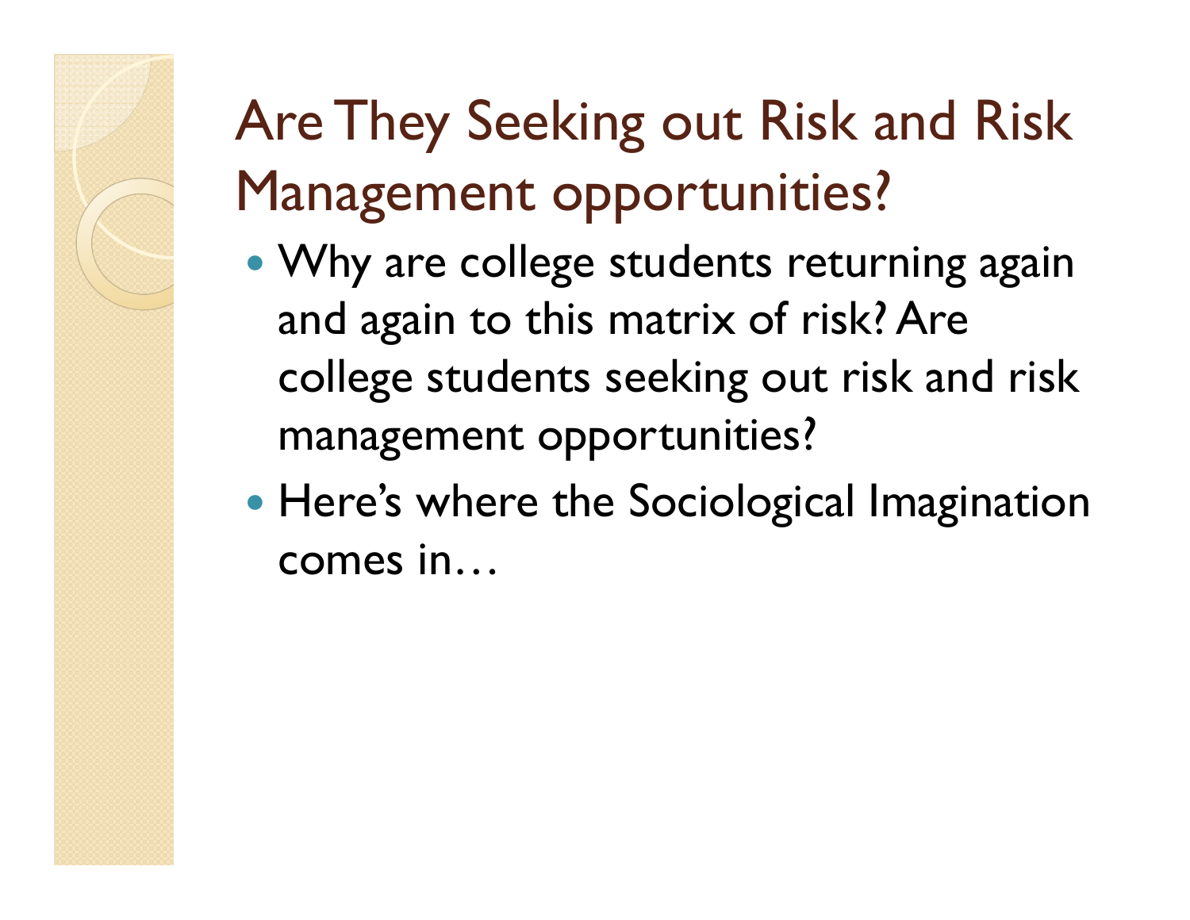# Are They Seeking out Risk and Risk Management opportunities?

- Why are college students returning again and again to this matrix of risk? Are college students seeking out risk and risk management opportunities?
- Here's where the Sociological Imagination comes in…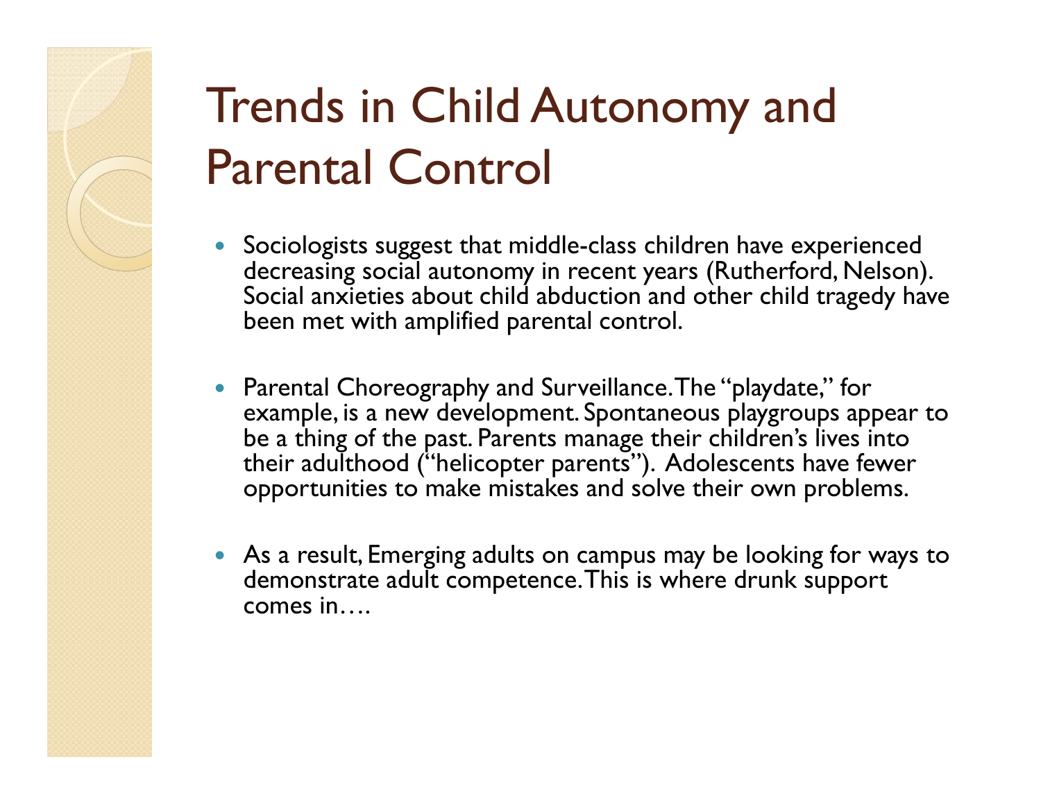# Trends in Child Autonomy and Parental Control

- Sociologists suggest that middle-class children have experienced decreasing social autonomy in recent years (Rutherford, Nelson). Social anxieties about child abduction and other child tragedy have been met with amplified parental control.

- Parental Choreography and Surveillance. The "playdate," for example, is a new development. Spontaneous playgroups appear to be a thing of the past. Parents manage their children's lives into their adulthood ("helicopter parents"). Adolescents have fewer opportunities to make mistakes and solve their own problems.

- As a result, Emerging adults on campus may be looking for ways to demonstrate adult competence. This is where drunk support comes in….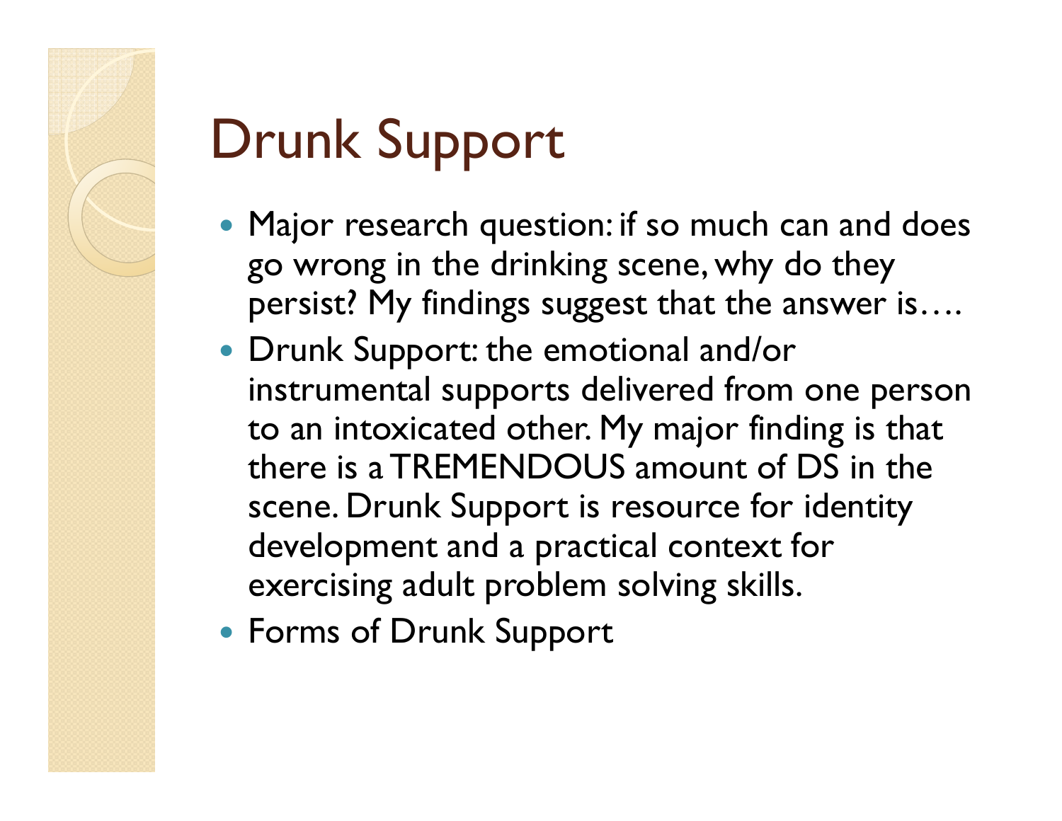# Drunk Support

- Major research question: if so much can and does go wrong in the drinking scene, why do they persist? My findings suggest that the answer is….
- Drunk Support: the emotional and/or instrumental supports delivered from one person to an intoxicated other. My major finding is that there is a TREMENDOUS amount of DS in the scene. Drunk Support is resource for identity development and a practical context for exercising adult problem solving skills.
- Forms of Drunk Support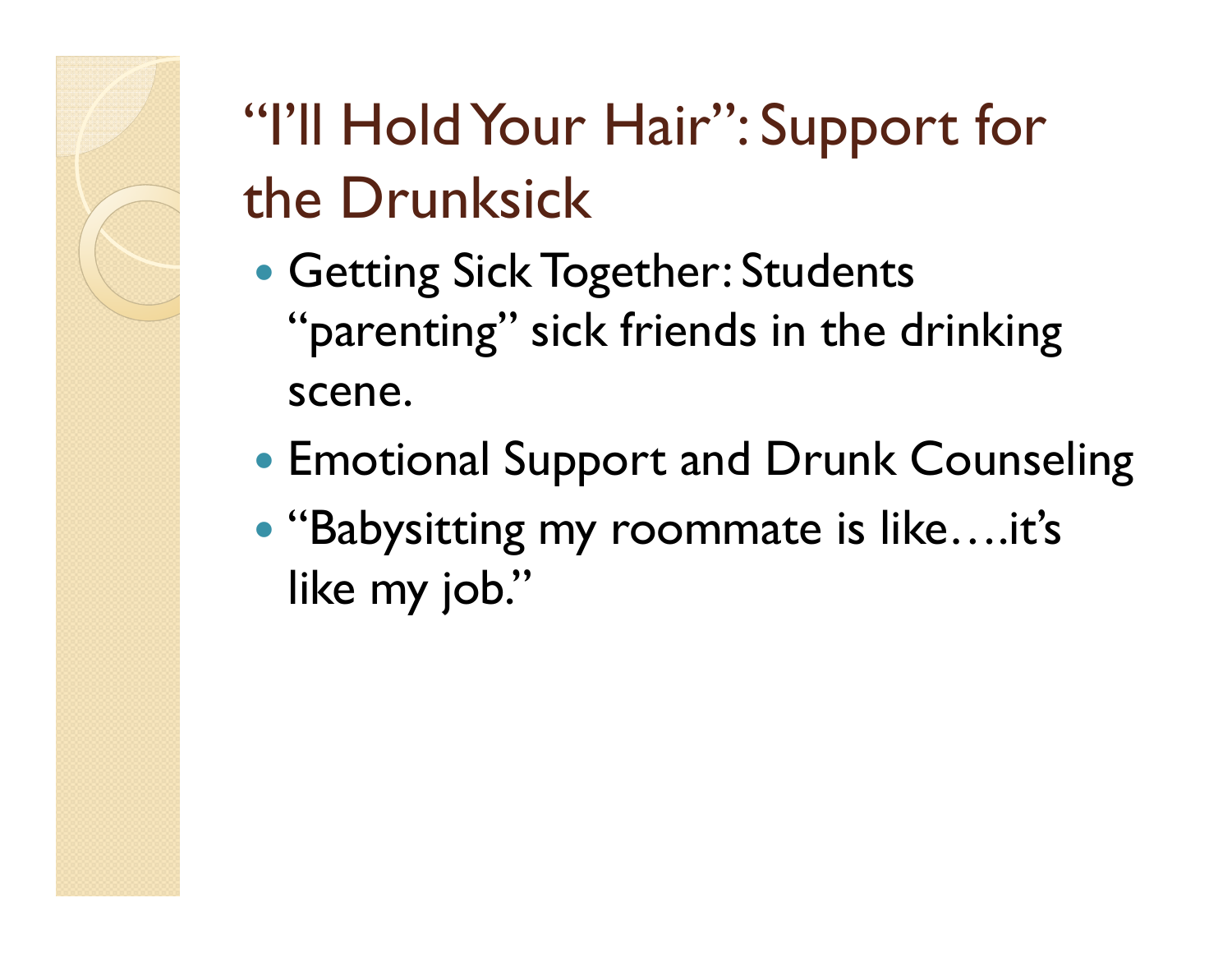# "I'll Hold Your Hair": Support for the Drunksick

- Getting Sick Together: Students "parenting" sick friends in the drinking scene.
- Emotional Support and Drunk Counseling
- "Babysitting my roommate is like….it's like my job."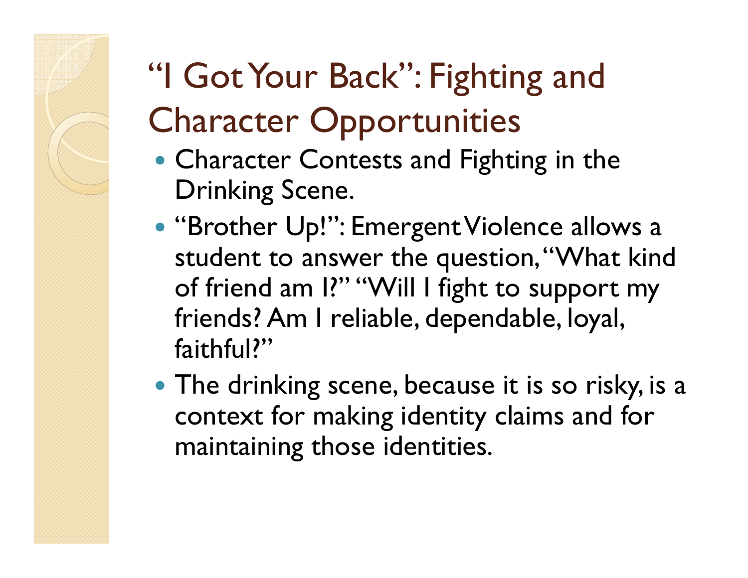# "I Got Your Back": Fighting and Character Opportunities

- Character Contests and Fighting in the Drinking Scene.
- "Brother Up!": Emergent Violence allows a student to answer the question, "What kind of friend am I?" "Will I fight to support my friends? Am I reliable, dependable, loyal, faithful?"
- The drinking scene, because it is so risky, is a context for making identity claims and for maintaining those identities.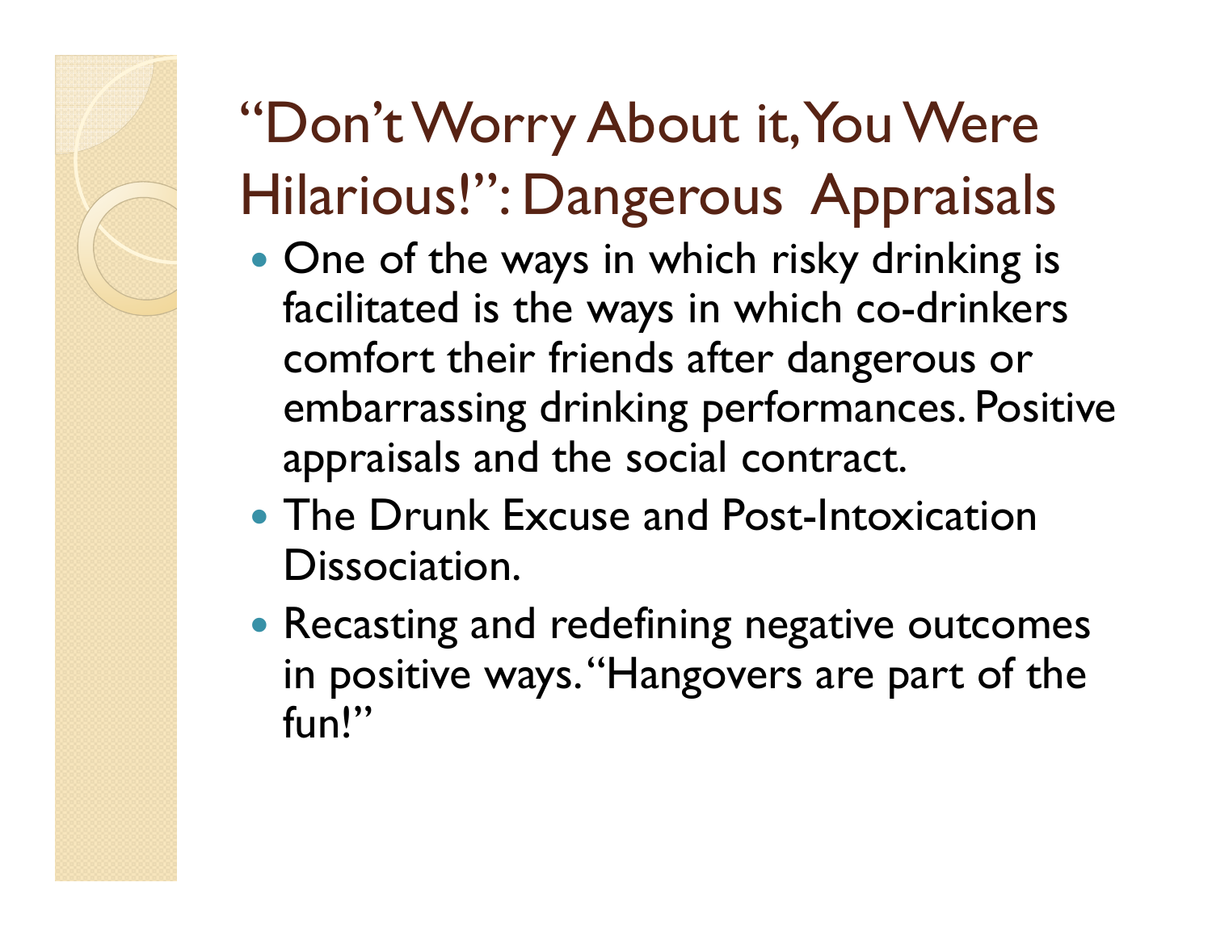# "Don't Worry About it, You Were Hilarious!": Dangerous Appraisals

- One of the ways in which risky drinking is facilitated is the ways in which co-drinkers comfort their friends after dangerous or embarrassing drinking performances. Positive appraisals and the social contract.
- The Drunk Excuse and Post-Intoxication Dissociation.
- Recasting and redefining negative outcomes in positive ways. "Hangovers are part of the fun!"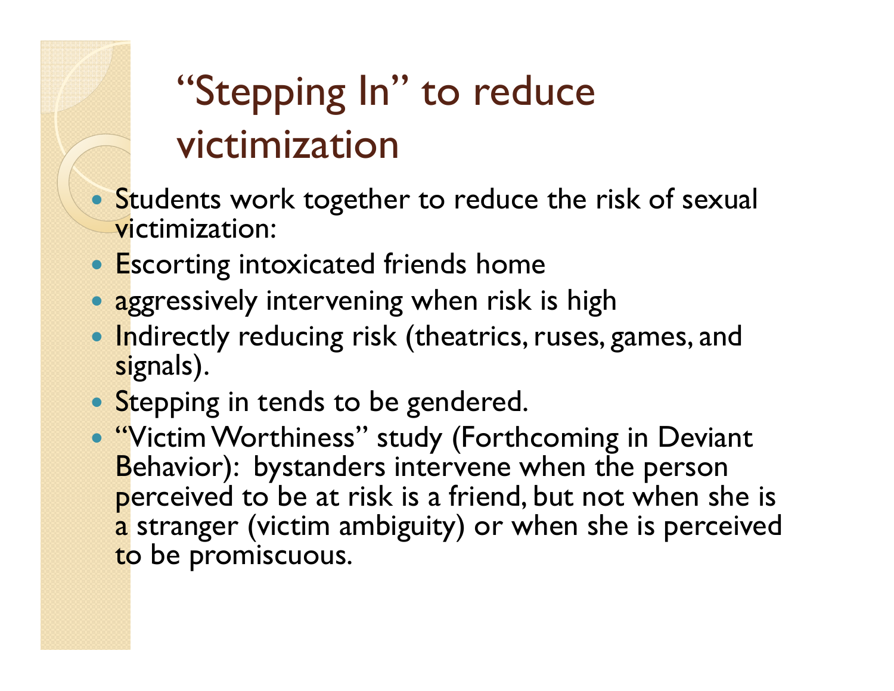# "Stepping In" to reduce victimization

- Students work together to reduce the risk of sexual victimization:
- Escorting intoxicated friends home
- aggressively intervening when risk is high
- Indirectly reducing risk (theatrics, ruses, games, and signals).
- Stepping in tends to be gendered.
- "Victim Worthiness" study (Forthcoming in Deviant Behavior): bystanders intervene when the person perceived to be at risk is a friend, but not when she is a stranger (victim ambiguity) or when she is perceived to be promiscuous.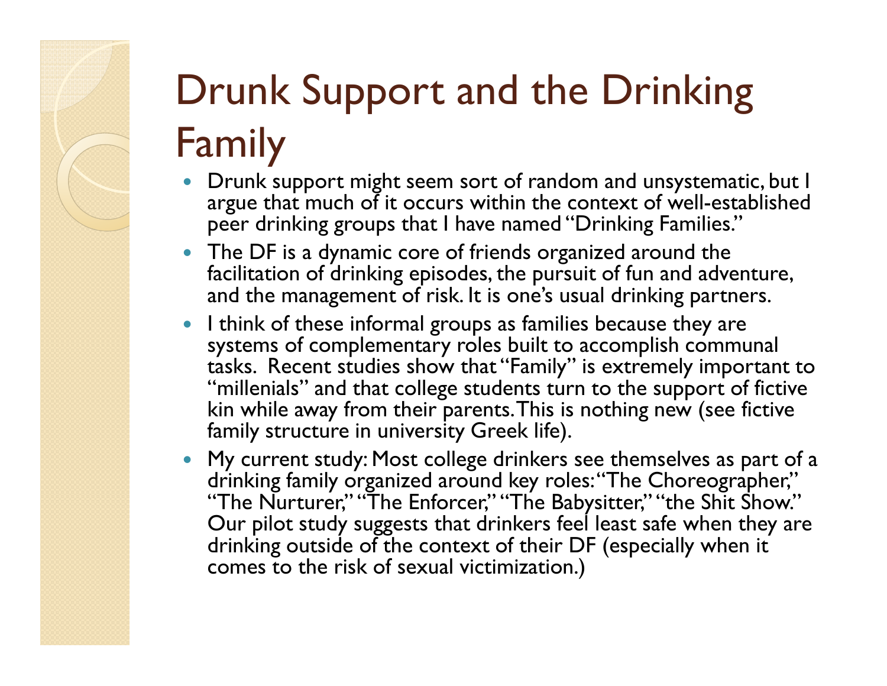# Drunk Support and the Drinking Family

- Drunk support might seem sort of random and unsystematic, but I argue that much of it occurs within the context of well-established peer drinking groups that I have named "Drinking Families."
- The DF is a dynamic core of friends organized around the facilitation of drinking episodes, the pursuit of fun and adventure, and the management of risk. It is one's usual drinking partners.
- I think of these informal groups as families because they are systems of complementary roles built to accomplish communal tasks. Recent studies show that "Family" is extremely important to "millenials" and that college students turn to the support of fictive kin while away from their parents. This is nothing new (see fictive family structure in university Greek life).
- My current study: Most college drinkers see themselves as part of a drinking family organized around key roles: "The Choreographer," "The Nurturer," "The Enforcer," "The Babysitter," "the Shit Show." Our pilot study suggests that drinkers feel least safe when they are drinking outside of the context of their DF (especially when it comes to the risk of sexual victimization.)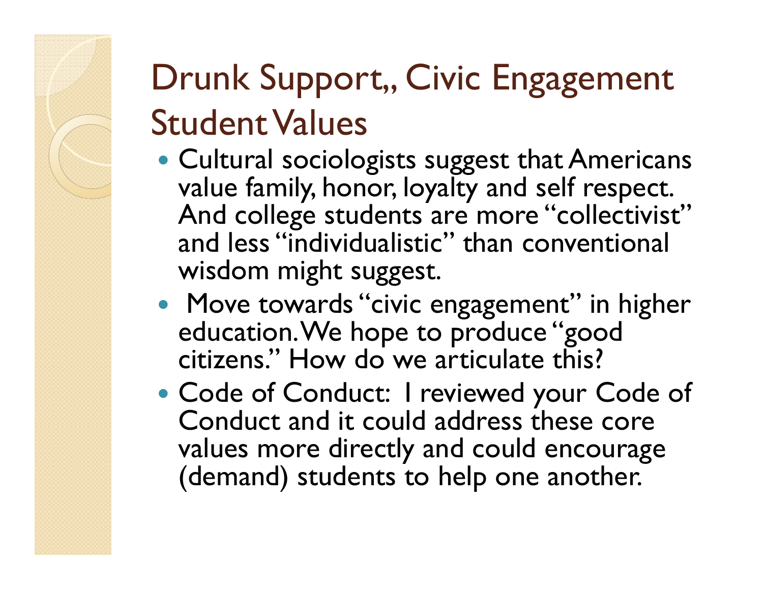# Drunk Support,, Civic Engagement Student Values

- Cultural sociologists suggest that Americans value family, honor, loyalty and self respect. And college students are more "collectivist" and less "individualistic" than conventional wisdom might suggest.
- Move towards "civic engagement" in higher education. We hope to produce "good citizens." How do we articulate this?
- Code of Conduct: I reviewed your Code of Conduct and it could address these core values more directly and could encourage (demand) students to help one another.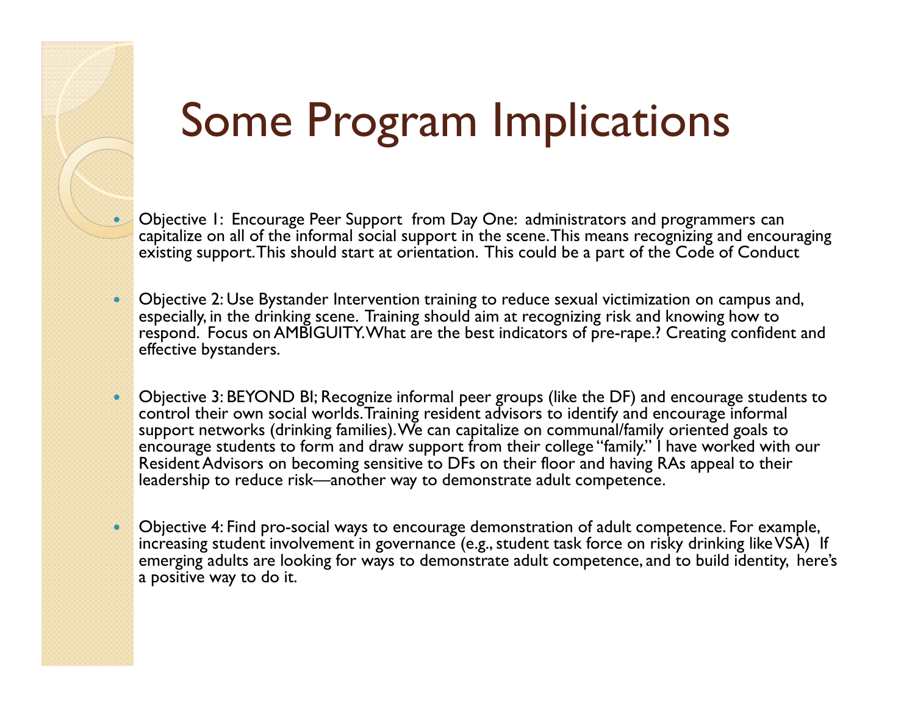# Some Program Implications

- Objective 1: Encourage Peer Support from Day One: administrators and programmers can capitalize on all of the informal social support in the scene. This means recognizing and encouraging existing support. This should start at orientation. This could be a part of the Code of Conduct

- Objective 2: Use Bystander Intervention training to reduce sexual victimization on campus and, especially, in the drinking scene. Training should aim at recognizing risk and knowing how to respond. Focus on AMBIGUITY. What are the best indicators of pre-rape.? Creating confident and effective bystanders.

- Objective 3: BEYOND BI; Recognize informal peer groups (like the DF) and encourage students to control their own social worlds. Training resident advisors to identify and encourage informal support networks (drinking families). We can capitalize on communal/family oriented goals to encourage students to form and draw support from their college "family." I have worked with our Resident Advisors on becoming sensitive to DFs on their floor and having RAs appeal to their leadership to reduce risk—another way to demonstrate adult competence.

- Objective 4: Find pro-social ways to encourage demonstration of adult competence. For example, increasing student involvement in governance (e.g., student task force on risky drinking like VSA) If emerging adults are looking for ways to demonstrate adult competence, and to build identity, here's a positive way to do it.